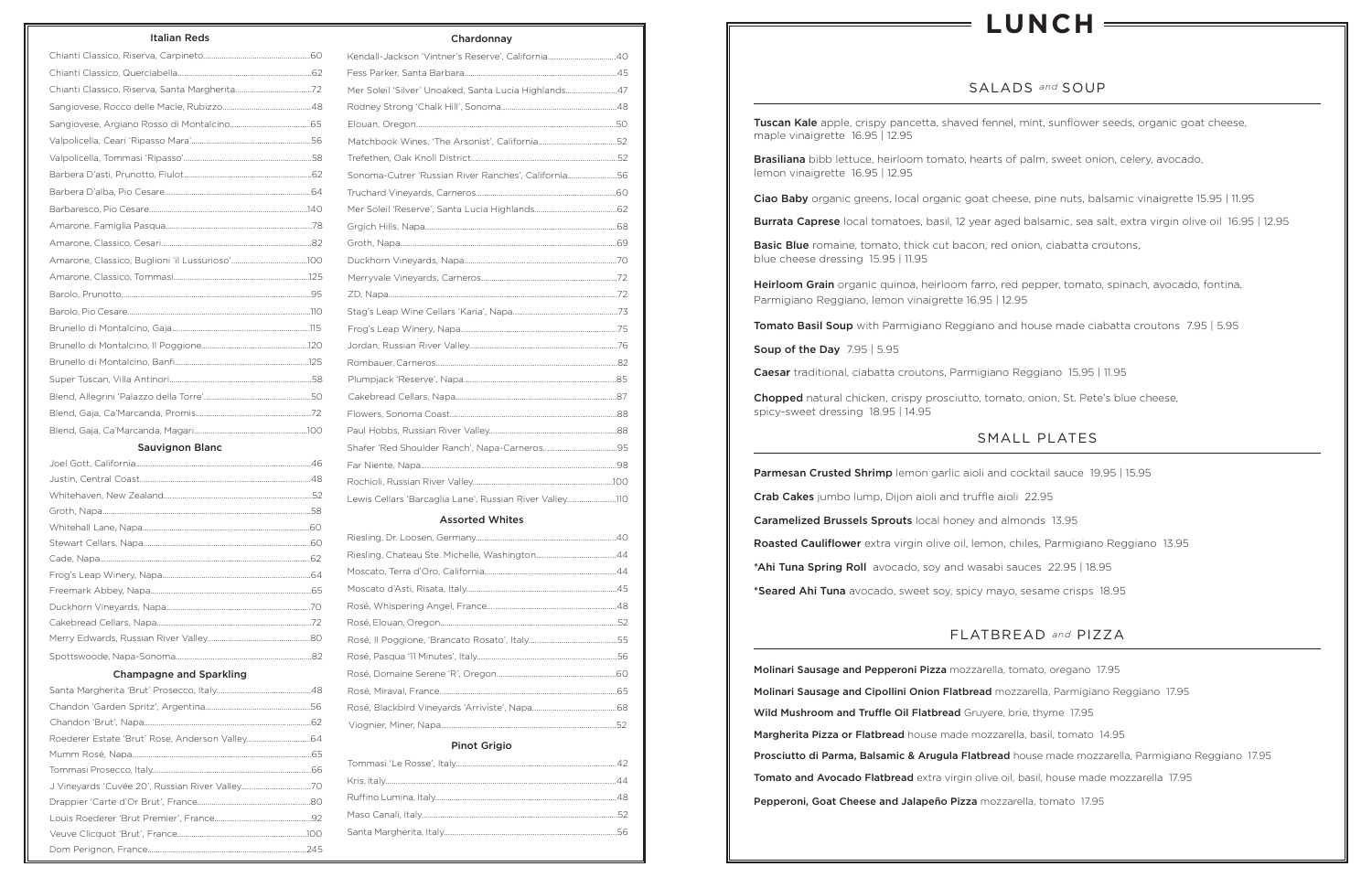## Italian Reds

- Chianti Classico, Riserva, Carpineto.....60
- Chianti Classico, Querciabella.....62
- Chianti Classico, Riserva, Santa Margherita.....72
- Sangiovese, Rocco delle Macie, Rubizzo.....48
- Sangiovese, Argiano Rosso di Montalcino.....65
- Valpolicella, Ceari 'Ripasso Mara'.....56
- Valpolicella, Tommasi 'Ripasso'.....58
- Barbera D'asti, Prunotto, Fiulot.....62
- Barbera D'alba, Pio Cesare.....64
- Barbaresco, Pio Cesare.....140
- Amarone, Famiglia Pasqua.....78
- Amarone, Classico, Cesari.....82
- Amarone, Classico, Buglioni 'il Lussurioso'.....100
- Amarone, Classico, Tommasi.....125
- Barolo, Prunotto.....95
- Barolo, Pio Cesare.....110
- Brunello di Montalcino, Gaja.....115
- Brunello di Montalcino, Il Poggione.....120
- Brunello di Montalcino, Banfi.....125
- Super Tuscan, Villa Antinori.....58
- Blend, Allegrini 'Palazzo della Torre'.....50
- Blend, Gaja, Ca'Marcanda, Promis.....72
- Blend, Gaja, Ca'Marcanda, Magari.....100

## Sauvignon Blanc

- Joel Gott, California.....46
- Justin, Central Coast.....48
- Whitehaven, New Zealand.....52
- Groth, Napa.....58
- Whitehall Lane, Napa.....60
- Stewart Cellars, Napa.....60
- Cade, Napa.....62
- Frog's Leap Winery, Napa.....64
- Freemark Abbey, Napa.....65
- Duckhorn Vineyards, Napa.....70
- Cakebread Cellars, Napa.....72
- Merry Edwards, Russian River Valley.....80
- Spottswoode, Napa-Sonoma.....82

## Champagne and Sparkling

- Santa Margherita 'Brut' Prosecco, Italy.....48
- Chandon 'Garden Spritz', Argentina.....56
- Chandon 'Brut', Napa.....62
- Roederer Estate 'Brut' Rose, Anderson Valley.....64
- Mumm Rosé, Napa.....65
- Tommasi Prosecco, Italy.....66
- J Vineyards 'Cuvée 20', Russian River Valley.....70
- Drappier 'Carte d'Or Brut', France.....80
- Louis Roederer 'Brut Premier', France.....92
- Veuve Clicquot 'Brut', France.....100
- Dom Perignon, France.....245

## Chardonnay

- Kendall-Jackson 'Vintner's Reserve', California.....40
- Fess Parker, Santa Barbara.....45
- Mer Soleil 'Silver' Unoaked, Santa Lucia Highlands.....47
- Rodney Strong 'Chalk Hill', Sonoma.....48
- Elouan, Oregon.....50
- Matchbook Wines, 'The Arsonist', California.....52
- Trefethen, Oak Knoll District.....52
- Sonoma-Cutrer 'Russian River Ranches', California.....56
- Truchard Vineyards, Carneros.....60
- Mer Soleil 'Reserve', Santa Lucia Highlands.....62
- Grgich Hills, Napa.....68
- Groth, Napa.....69
- Duckhorn Vineyards, Napa.....70
- Merryvale Vineyards, Carneros.....72
- ZD, Napa.....72
- Stag's Leap Wine Cellars 'Karia', Napa.....73
- Frog's Leap Winery, Napa.....75
- Jordan, Russian River Valley.....76
- Rombauer, Carneros.....82
- Plumpjack 'Reserve', Napa.....85
- Cakebread Cellars, Napa.....87
- Flowers, Sonoma Coast.....88
- Paul Hobbs, Russian River Valley.....88
- Shafer 'Red Shoulder Ranch', Napa-Carneros.....95
- Far Niente, Napa.....98
- Rochioli, Russian River Valley.....100
- Lewis Cellars 'Barcaglia Lane', Russian River Valley.....110

## Assorted Whites

- Riesling, Dr. Loosen, Germany.....40
- Riesling, Chateau Ste. Michelle, Washington.....44
- Moscato, Terra d'Oro, California.....44
- Moscato d'Asti, Risata, Italy.....45
- Rosé, Whispering Angel, France.....48
- Rosé, Elouan, Oregon.....52
- Rosé, Il Poggione, 'Brancato Rosato', Italy.....55
- Rosé, Pasqua '11 Minutes', Italy.....56
- Rosé, Domaine Serene 'R', Oregon.....60
- Rosé, Miraval, France.....65
- Rosé, Blackbird Vineyards 'Arriviste', Napa.....68
- Viognier, Miner, Napa.....52

## Pinot Grigio

- Tommasi 'Le Rosse', Italy.....42
- Kris, Italy.....44
- Ruffino Lumina, Italy.....48
- Maso Canali, Italy.....52
- Santa Margherita, Italy.....56

# LUNCH

## SALADS *and* SOUP

**Tuscan Kale** apple, crispy pancetta, shaved fennel, mint, sunflower seeds, organic goat cheese, maple vinaigrette 16.95 | 12.95

**Brasiliana** bibb lettuce, heirloom tomato, hearts of palm, sweet onion, celery, avocado, lemon vinaigrette 16.95 | 12.95

**Ciao Baby** organic greens, local organic goat cheese, pine nuts, balsamic vinaigrette 15.95 | 11.95

**Burrata Caprese** local tomatoes, basil, 12 year aged balsamic, sea salt, extra virgin olive oil 16.95 | 12.95

**Basic Blue** romaine, tomato, thick cut bacon, red onion, ciabatta croutons, blue cheese dressing 15.95 | 11.95

**Heirloom Grain** organic quinoa, heirloom farro, red pepper, tomato, spinach, avocado, fontina, Parmigiano Reggiano, lemon vinaigrette 16.95 | 12.95

**Tomato Basil Soup** with Parmigiano Reggiano and house made ciabatta croutons 7.95 | 5.95

**Soup of the Day** 7.95 | 5.95

**Caesar** traditional, ciabatta croutons, Parmigiano Reggiano 15.95 | 11.95

**Chopped** natural chicken, crispy prosciutto, tomato, onion, St. Pete's blue cheese, spicy-sweet dressing 18.95 | 14.95

## SMALL PLATES

**Parmesan Crusted Shrimp** lemon garlic aioli and cocktail sauce 19.95 | 15.95

**Crab Cakes** jumbo lump, Dijon aioli and truffle aioli 22.95

**Caramelized Brussels Sprouts** local honey and almonds 13.95

**Roasted Cauliflower** extra virgin olive oil, lemon, chiles, Parmigiano Reggiano 13.95

**\*Ahi Tuna Spring Roll** avocado, soy and wasabi sauces 22.95 | 18.95

**\*Seared Ahi Tuna** avocado, sweet soy, spicy mayo, sesame crisps 18.95

## FLATBREAD *and* PIZZA

**Molinari Sausage and Pepperoni Pizza** mozzarella, tomato, oregano 17.95

**Molinari Sausage and Cipollini Onion Flatbread** mozzarella, Parmigiano Reggiano 17.95

**Wild Mushroom and Truffle Oil Flatbread** Gruyere, brie, thyme 17.95

**Margherita Pizza or Flatbread** house made mozzarella, basil, tomato 14.95

**Prosciutto di Parma, Balsamic & Arugula Flatbread** house made mozzarella, Parmigiano Reggiano 17.95

**Tomato and Avocado Flatbread** extra virgin olive oil, basil, house made mozzarella 17.95

**Pepperoni, Goat Cheese and Jalapeño Pizza** mozzarella, tomato 17.95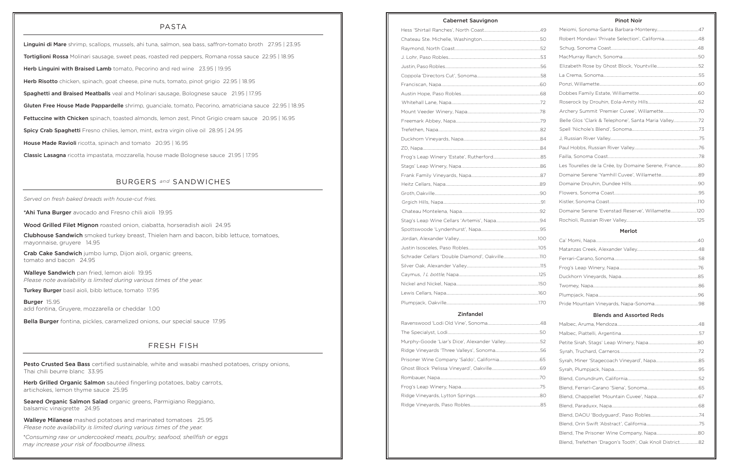## PASTA

**Linguini di Mare** shrimp, scallops, mussels, ahi tuna, salmon, sea bass, saffron-tomato broth 27.95 | 23.95

**Tortiglioni Rossa** Molinari sausage, sweet peas, roasted red peppers, Romana rossa sauce 22.95 | 18.95

**Herb Linguini with Braised Lamb** tomato, Pecorino and red wine 23.95 | 19.95

**Herb Risotto** chicken, spinach, goat cheese, pine nuts, tomato, pinot grigio 22.95 | 18.95

**Spaghetti and Braised Meatballs** veal and Molinari sausage, Bolognese sauce 21.95 | 17.95

**Gluten Free House Made Pappardelle** shrimp, guanciale, tomato, Pecorino, amatriciana sauce 22.95 | 18.95

**Fettuccine with Chicken** spinach, toasted almonds, lemon zest, Pinot Grigio cream sauce 20.95 | 16.95

**Spicy Crab Spaghetti** Fresno chilies, lemon, mint, extra virgin olive oil 28.95 | 24.95

**House Made Ravioli** ricotta, spinach and tomato 20.95 | 16.95

**Classic Lasagna** ricotta impastata, mozzarella, house made Bolognese sauce 21.95 | 17.95

## BURGERS *and* SANDWICHES

*Served on fresh baked breads with house-cut fries.*

***Ahi Tuna Burger** avocado and Fresno chili aioli 19.95

**Wood Grilled Filet Mignon** roasted onion, ciabatta, horseradish aioli 24.95

**Clubhouse Sandwich** smoked turkey breast, Thielen ham and bacon, bibb lettuce, tomatoes, mayonnaise, gruyere 14.95

**Crab Cake Sandwich** jumbo lump, Dijon aioli, organic greens, tomato and bacon 24.95

**Walleye Sandwich** pan fried, lemon aioli 19.95
*Please note availability is limited during various times of the year.*

**Turkey Burger** basil aioli, bibb lettuce, tomato 17.95

**Burger** 15.95
add fontina, Gruyere, mozzarella or cheddar 1.00

**Bella Burger** fontina, pickles, caramelized onions, our special sauce 17.95

## FRESH FISH

**Pesto Crusted Sea Bass** certified sustainable, white and wasabi mashed potatoes, crispy onions, Thai chili beurre blanc 33.95

**Herb Grilled Organic Salmon** sautéed fingerling potatoes, baby carrots, artichokes, lemon thyme sauce 25.95

**Seared Organic Salmon Salad** organic greens, Parmigiano Reggiano, balsamic vinaigrette 24.95

**Walleye Milanese** mashed potatoes and marinated tomatoes 25.95
*Please note availability is limited during various times of the year.*

*\*Consuming raw or undercooked meats, poultry, seafood, shellfish or eggs may increase your risk of foodbourne illness.*

### Cabernet Sauvignon

Hess 'Shirtail Ranches', North Coast....49
Chateau Ste. Michelle, Washington....50
Raymond, North Coast....52
J. Lohr, Paso Robles....53
Justin, Paso Robles....56
Coppola 'Directors Cut', Sonoma....58
Franciscan, Napa....60
Austin Hope, Paso Robles....68
Whitehall Lane, Napa....72
Mount Veeder Winery, Napa....78
Freemark Abbey, Napa....79
Trefethen, Napa....82
Duckhorn Vineyards, Napa....84
ZD, Napa....84
Frog's Leap Winery 'Estate', Rutherford....85
Stags' Leap Winery, Napa....86
Frank Family Vineyards, Napa....87
Heitz Cellars, Napa....89
Groth, Oakville....90
Grgich Hills, Napa....91
Chateau Montelena, Napa....92
Stag's Leap Wine Cellars 'Artemis', Napa....94
Spottswoode 'Lyndenhurst', Napa....95
Jordan, Alexander Valley....100
Justin Isosceles, Paso Robles....105
Schrader Cellars 'Double Diamond', Oakville....110
Silver Oak, Alexander Valley....115
Caymus, *1 L bottle*, Napa....125
Nickel and Nickel, Napa....150
Lewis Cellars, Napa....160
Plumpjack, Oakville....170

### Zinfandel

Ravenswood 'Lodi Old Vine', Sonoma....48
The Specialyst, Lodi....50
Murphy-Goode 'Liar's Dice', Alexander Valley....52
Ridge Vineyards 'Three Valleys', Sonoma....56
Prisoner Wine Company 'Saldo', California....65
Ghost Block 'Pelissa Vineyard', Oakville....69
Rombauer, Napa....70
Frog's Leap Winery, Napa....75
Ridge Vineyards, Lytton Springs....80
Ridge Vineyards, Paso Robles....85

### Pinot Noir

Meiomi, Sonoma-Santa Barbara-Monterey....47
Robert Mondavi 'Private Selection', California....48
Schug, Sonoma Coast....48
MacMurray Ranch, Sonoma....50
Elizabeth Rose by Ghost Block, Yountville....52
La Crema, Sonoma....55
Ponzi, Willamette....60
Dobbes Family Estate, Williamette....60
Roserock by Drouhin, Eola-Amity Hills....62
Archery Summit 'Premier Cuvee', Willamette....70
Belle Glos 'Clark & Telephone', Santa Maria Valley....72
Spell 'Nichole's Blend', Sonoma....73
J, Russian River Valley....75
Paul Hobbs, Russian River Valley....76
Failla, Sonoma Coast....78
Les Tourelles de la Crée, by Domaine Serene, France....80
Domaine Serene 'Yamhill Cuvee', Willamette....89
Domaine Drouhin, Dundee Hills....90
Flowers, Sonoma Coast....95
Kistler, Sonoma Coast....110
Domaine Serene 'Evenstad Reserve', Willamette....120
Rochioli, Russian River Valley....125

### Merlot

Ca' Momi, Napa....40
Matanzas Creek, Alexander Valley....48
Ferrari-Carano, Sonoma....58
Frog's Leap Winery, Napa....76
Duckhorn Vineyards, Napa....85
Twomey, Napa....86
Plumpjack, Napa....96
Pride Mountain Vineyards, Napa-Sonoma....98

### Blends and Assorted Reds

Malbec, Aruma, Mendoza....48
Malbec, Piattelli, Argentina....57
Petite Sirah, Stags' Leap Winery, Napa....80
Syrah, Truchard, Carneros....72
Syrah, Miner 'Stagecoach Vineyard', Napa....85
Syrah, Plumpjack, Napa....95
Blend, Conundrum, California....52
Blend, Ferrari-Carano 'Siena', Sonoma....65
Blend, Chappellet 'Mountain Cuvee', Napa....67
Blend, Paraduxx, Napa....68
Blend, DAOU 'Bodyguard', Paso Robles....74
Blend, Orin Swift 'Abstract', California....75
Blend, The Prisoner Wine Company, Napa....80
Blend, Trefethen 'Dragon's Tooth', Oak Knoll District....82